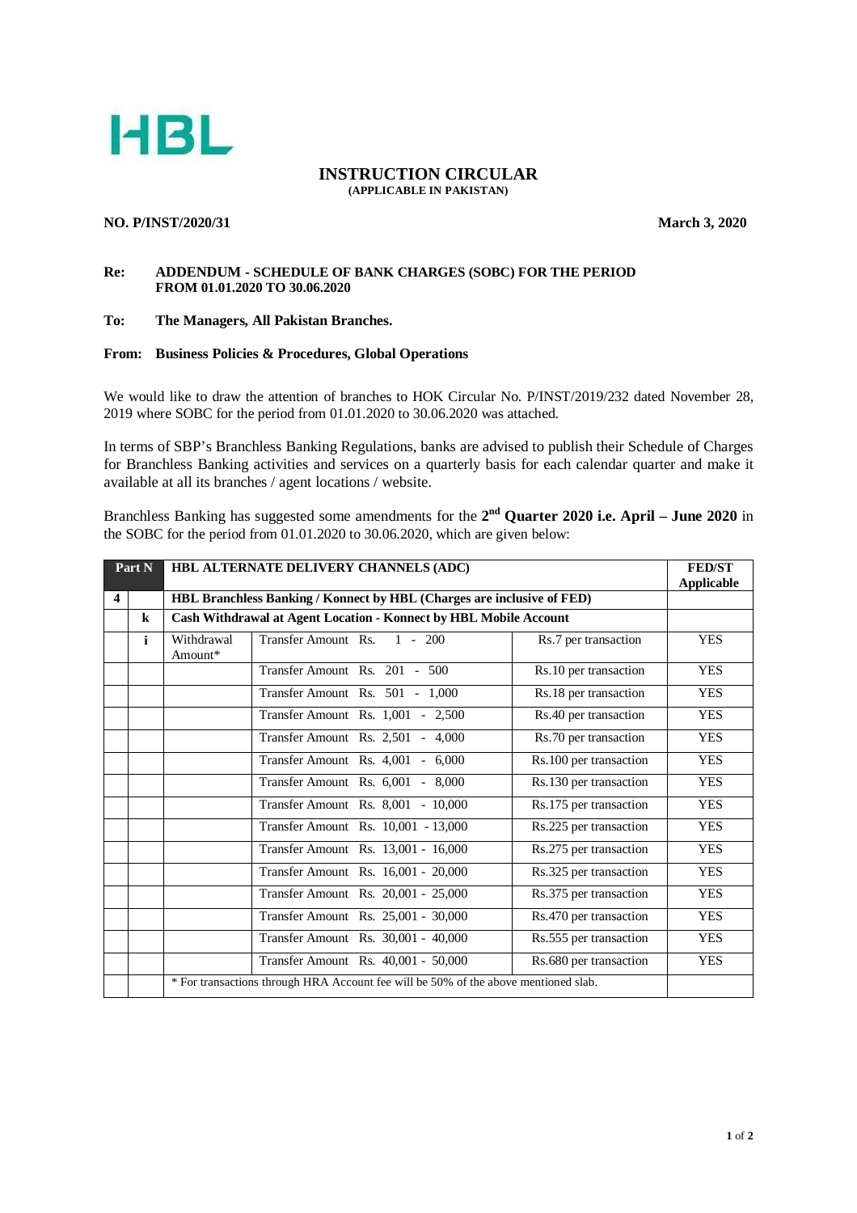HBL

# INSTRUCTION CIRCULAR
**(APPLICABLE IN PAKISTAN)**

**NO. P/INST/2020/31** **March 3, 2020**

**Re: ADDENDUM - SCHEDULE OF BANK CHARGES (SOBC) FOR THE PERIOD FROM 01.01.2020 TO 30.06.2020**

**To: The Managers, All Pakistan Branches.**

**From: Business Policies & Procedures, Global Operations**

We would like to draw the attention of branches to HOK Circular No. P/INST/2019/232 dated November 28, 2019 where SOBC for the period from 01.01.2020 to 30.06.2020 was attached.

In terms of SBP's Branchless Banking Regulations, banks are advised to publish their Schedule of Charges for Branchless Banking activities and services on a quarterly basis for each calendar quarter and make it available at all its branches / agent locations / website.

Branchless Banking has suggested some amendments for the **2nd Quarter 2020 i.e. April – June 2020** in the SOBC for the period from 01.01.2020 to 30.06.2020, which are given below:

| Part N | | HBL ALTERNATE DELIVERY CHANNELS (ADC) | | | FED/ST Applicable |
|---|---|---|---|---|---|
| **4** | | **HBL Branchless Banking / Konnect by HBL (Charges are inclusive of FED)** | | | |
| | **k** | **Cash Withdrawal at Agent Location - Konnect by HBL Mobile Account** | | | |
| | **i** | Withdrawal Amount* | Transfer Amount Rs. 1 - 200 | Rs.7 per transaction | YES |
| | | | Transfer Amount Rs. 201 - 500 | Rs.10 per transaction | YES |
| | | | Transfer Amount Rs. 501 - 1,000 | Rs.18 per transaction | YES |
| | | | Transfer Amount Rs. 1,001 - 2,500 | Rs.40 per transaction | YES |
| | | | Transfer Amount Rs. 2,501 - 4,000 | Rs.70 per transaction | YES |
| | | | Transfer Amount Rs. 4,001 - 6,000 | Rs.100 per transaction | YES |
| | | | Transfer Amount Rs. 6,001 - 8,000 | Rs.130 per transaction | YES |
| | | | Transfer Amount Rs. 8,001 - 10,000 | Rs.175 per transaction | YES |
| | | | Transfer Amount Rs. 10,001 - 13,000 | Rs.225 per transaction | YES |
| | | | Transfer Amount Rs. 13,001 - 16,000 | Rs.275 per transaction | YES |
| | | | Transfer Amount Rs. 16,001 - 20,000 | Rs.325 per transaction | YES |
| | | | Transfer Amount Rs. 20,001 - 25,000 | Rs.375 per transaction | YES |
| | | | Transfer Amount Rs. 25,001 - 30,000 | Rs.470 per transaction | YES |
| | | | Transfer Amount Rs. 30,001 - 40,000 | Rs.555 per transaction | YES |
| | | | Transfer Amount Rs. 40,001 - 50,000 | Rs.680 per transaction | YES |
| | | * For transactions through HRA Account fee will be 50% of the above mentioned slab. | | | |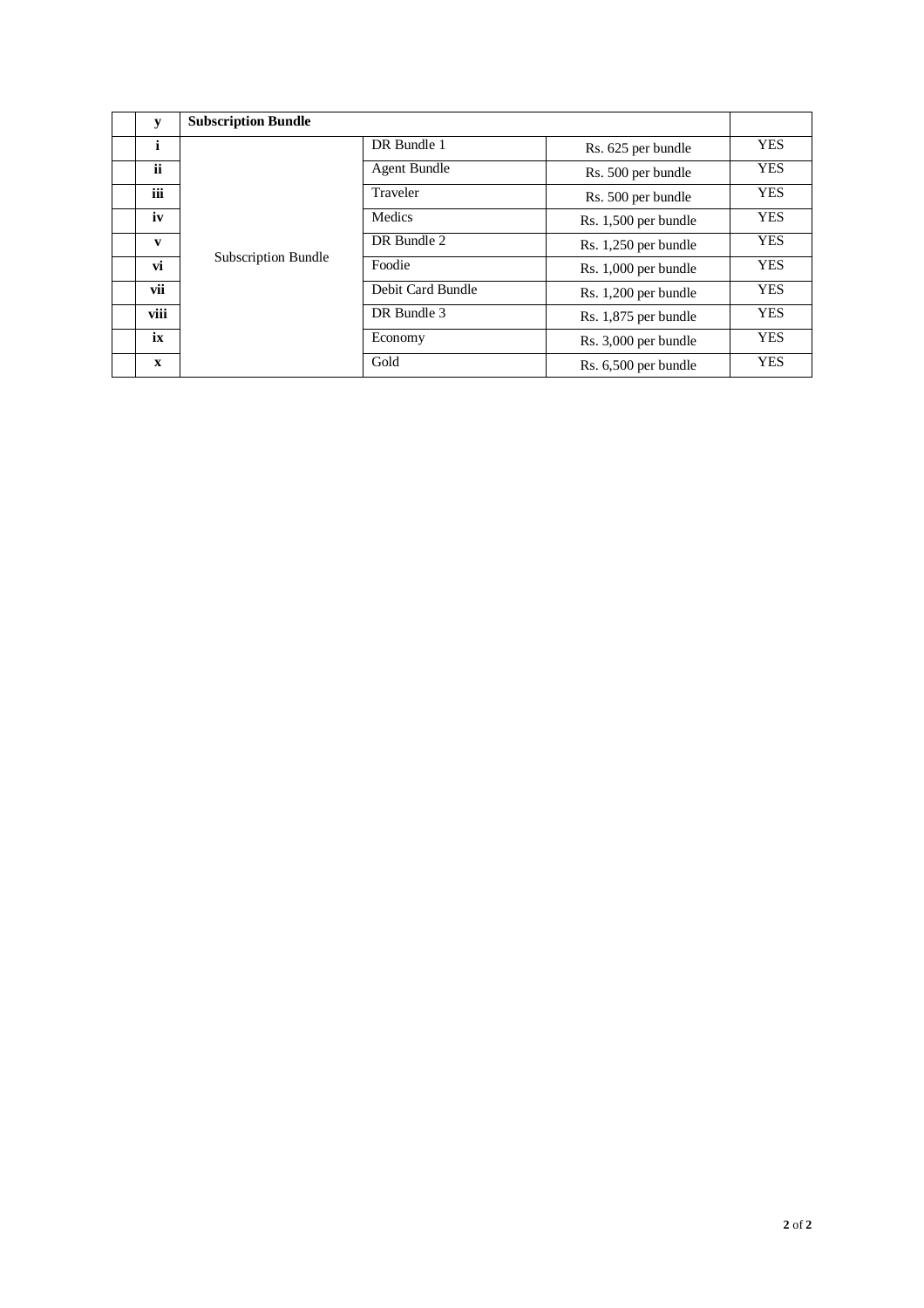| | | | | | |
|---|---|---|---|---|---|
| | **y** | **Subscription Bundle** | | | |
| | **i** | Subscription Bundle | DR Bundle 1 | Rs. 625 per bundle | YES |
| | **ii** | | Agent Bundle | Rs. 500 per bundle | YES |
| | **iii** | | Traveler | Rs. 500 per bundle | YES |
| | **iv** | | Medics | Rs. 1,500 per bundle | YES |
| | **v** | | DR Bundle 2 | Rs. 1,250 per bundle | YES |
| | **vi** | | Foodie | Rs. 1,000 per bundle | YES |
| | **vii** | | Debit Card Bundle | Rs. 1,200 per bundle | YES |
| | **viii** | | DR Bundle 3 | Rs. 1,875 per bundle | YES |
| | **ix** | | Economy | Rs. 3,000 per bundle | YES |
| | **x** | | Gold | Rs. 6,500 per bundle | YES |